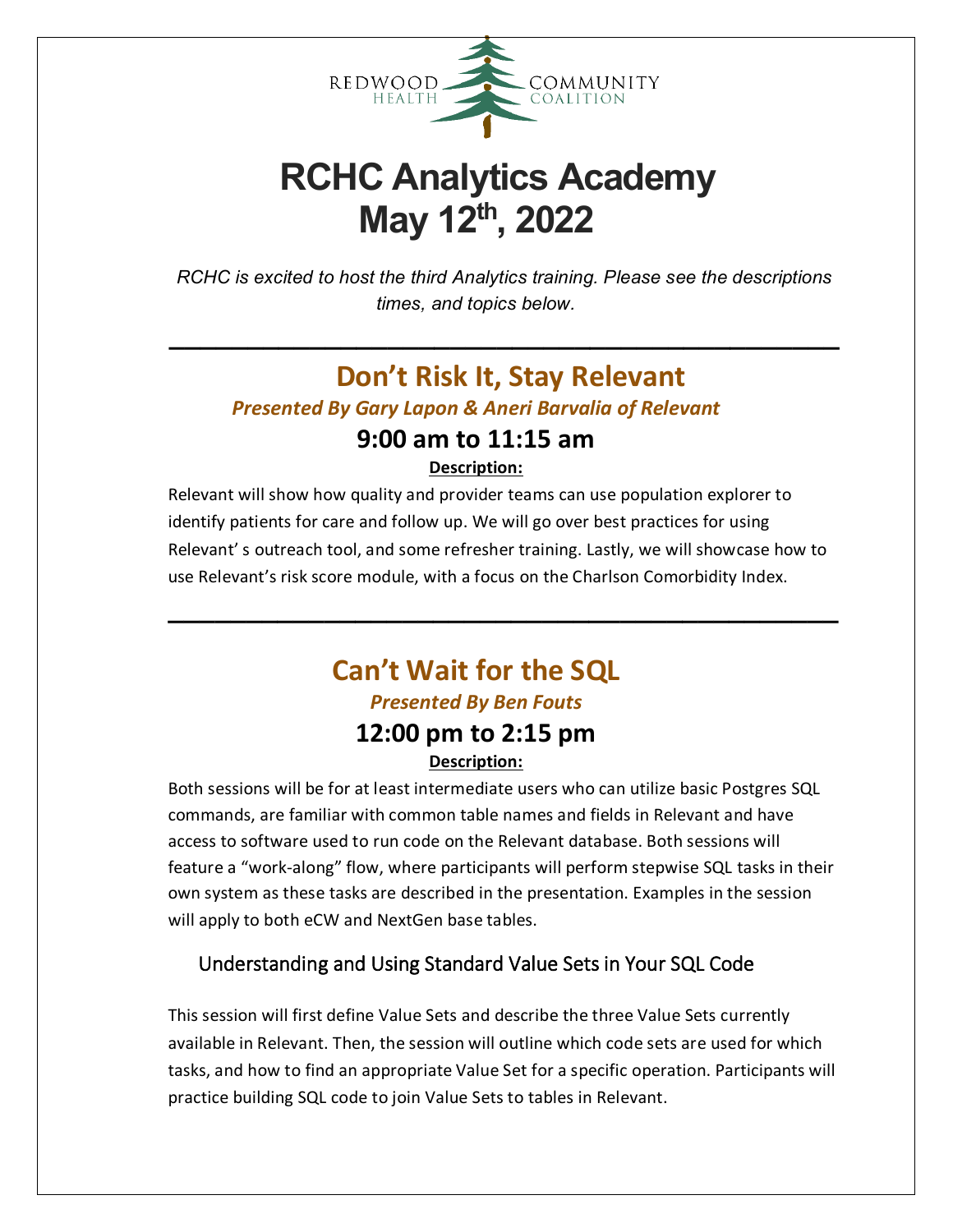REDWOOD HEALTH COMMUNITY COALITION

# RCHC Analytics Academy May 12th, 2022

*RCHC is excited to host the third Analytics training. Please see the descriptions times, and topics below.*

---

## Don't Risk It, Stay Relevant

***Presented By Gary Lapon & Aneri Barvalia of Relevant***

### 9:00 am to 11:15 am

**Description:**

Relevant will show how quality and provider teams can use population explorer to identify patients for care and follow up. We will go over best practices for using Relevant' s outreach tool, and some refresher training. Lastly, we will showcase how to use Relevant's risk score module, with a focus on the Charlson Comorbidity Index.

---

## Can't Wait for the SQL

***Presented By Ben Fouts***

### 12:00 pm to 2:15 pm

**Description:**

Both sessions will be for at least intermediate users who can utilize basic Postgres SQL commands, are familiar with common table names and fields in Relevant and have access to software used to run code on the Relevant database. Both sessions will feature a "work-along" flow, where participants will perform stepwise SQL tasks in their own system as these tasks are described in the presentation. Examples in the session will apply to both eCW and NextGen base tables.

### Understanding and Using Standard Value Sets in Your SQL Code

This session will first define Value Sets and describe the three Value Sets currently available in Relevant. Then, the session will outline which code sets are used for which tasks, and how to find an appropriate Value Set for a specific operation. Participants will practice building SQL code to join Value Sets to tables in Relevant.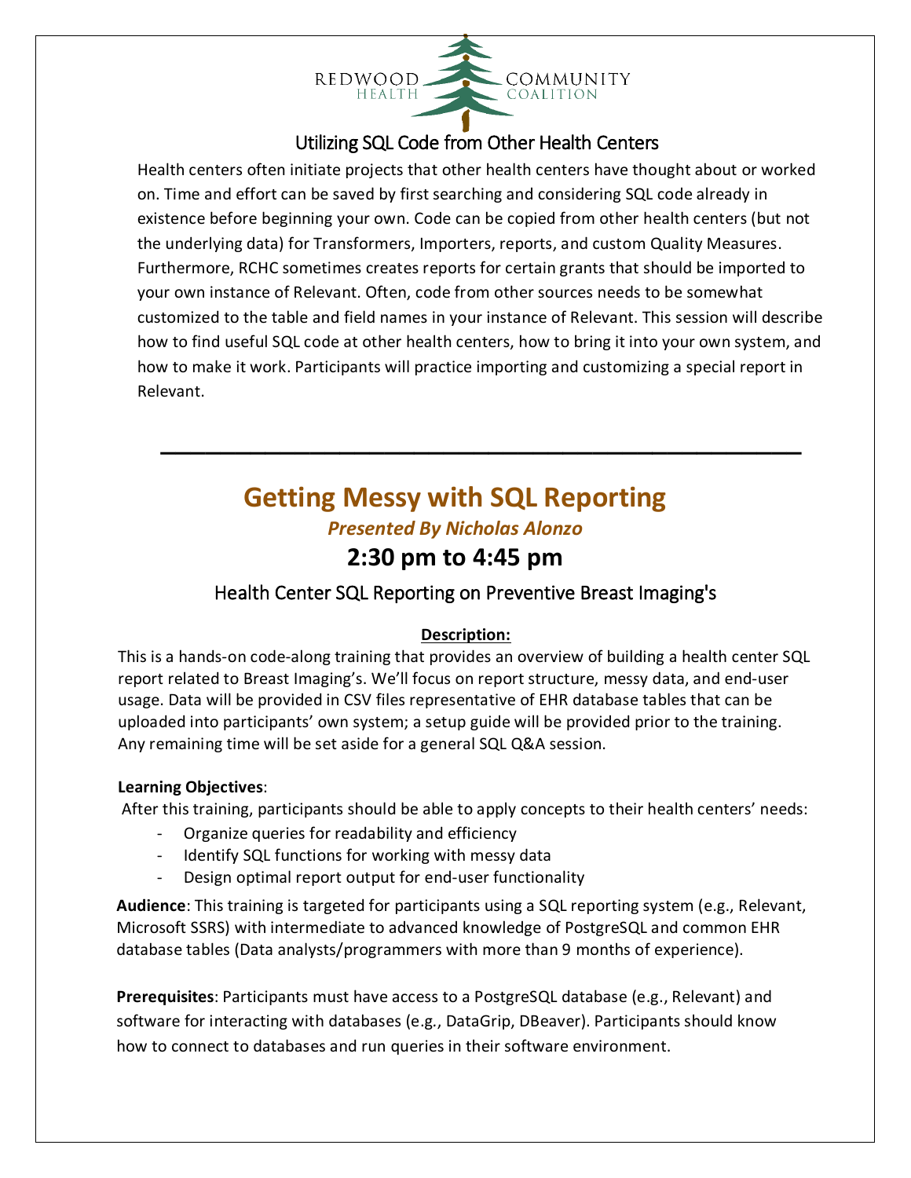REDWOOD HEALTH COMMUNITY COALITION

## Utilizing SQL Code from Other Health Centers

Health centers often initiate projects that other health centers have thought about or worked on. Time and effort can be saved by first searching and considering SQL code already in existence before beginning your own. Code can be copied from other health centers (but not the underlying data) for Transformers, Importers, reports, and custom Quality Measures. Furthermore, RCHC sometimes creates reports for certain grants that should be imported to your own instance of Relevant. Often, code from other sources needs to be somewhat customized to the table and field names in your instance of Relevant. This session will describe how to find useful SQL code at other health centers, how to bring it into your own system, and how to make it work. Participants will practice importing and customizing a special report in Relevant.

---

# Getting Messy with SQL Reporting

***Presented By Nicholas Alonzo***

## 2:30 pm to 4:45 pm

### Health Center SQL Reporting on Preventive Breast Imaging's

**Description:**

This is a hands-on code-along training that provides an overview of building a health center SQL report related to Breast Imaging's. We'll focus on report structure, messy data, and end-user usage. Data will be provided in CSV files representative of EHR database tables that can be uploaded into participants' own system; a setup guide will be provided prior to the training. Any remaining time will be set aside for a general SQL Q&A session.

**Learning Objectives**:

After this training, participants should be able to apply concepts to their health centers' needs:

- Organize queries for readability and efficiency
- Identify SQL functions for working with messy data
- Design optimal report output for end-user functionality

**Audience**: This training is targeted for participants using a SQL reporting system (e.g., Relevant, Microsoft SSRS) with intermediate to advanced knowledge of PostgreSQL and common EHR database tables (Data analysts/programmers with more than 9 months of experience).

**Prerequisites**: Participants must have access to a PostgreSQL database (e.g., Relevant) and software for interacting with databases (e.g., DataGrip, DBeaver). Participants should know how to connect to databases and run queries in their software environment.